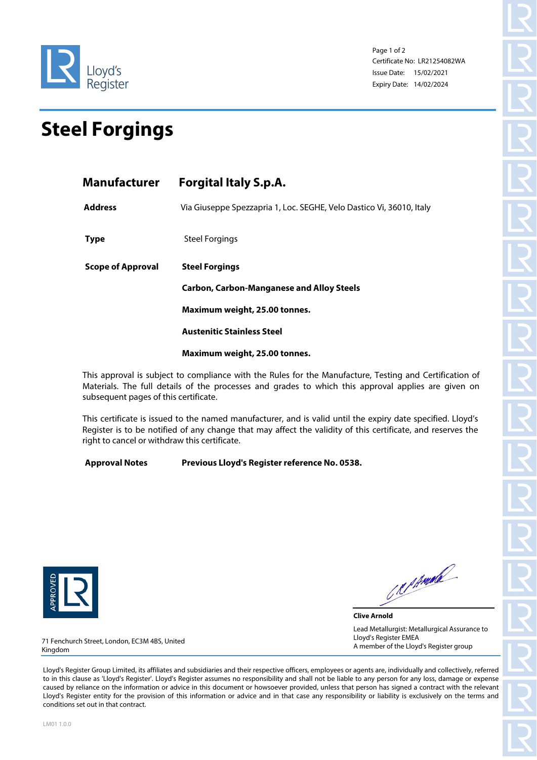Lloyd's Register

Certificate No: LR21254082WA
Issue Date: 15/02/2021
Expiry Date: 14/02/2024

# Steel Forgings

| | |
|---|---|
| **Manufacturer** | **Forgital Italy S.p.A.** |
| **Address** | Via Giuseppe Spezzapria 1, Loc. SEGHE, Velo Dastico Vi, 36010, Italy |
| **Type** | Steel Forgings |
| **Scope of Approval** | **Steel Forgings** |
| | **Carbon, Carbon-Manganese and Alloy Steels** |
| | **Maximum weight, 25.00 tonnes.** |
| | **Austenitic Stainless Steel** |
| | **Maximum weight, 25.00 tonnes.** |

This approval is subject to compliance with the Rules for the Manufacture, Testing and Certification of Materials. The full details of the processes and grades to which this approval applies are given on subsequent pages of this certificate.

This certificate is issued to the named manufacturer, and is valid until the expiry date specified. Lloyd's Register is to be notified of any change that may affect the validity of this certificate, and reserves the right to cancel or withdraw this certificate.

**Approval Notes** **Previous Lloyd's Register reference No. 0538.**

APPROVED LR

**Clive Arnold**

Lead Metallurgist: Metallurgical Assurance to Lloyd's Register EMEA
A member of the Lloyd's Register group

71 Fenchurch Street, London, EC3M 4BS, United Kingdom

Lloyd's Register Group Limited, its affiliates and subsidiaries and their respective officers, employees or agents are, individually and collectively, referred to in this clause as 'Lloyd's Register'. Lloyd's Register assumes no responsibility and shall not be liable to any person for any loss, damage or expense caused by reliance on the information or advice in this document or howsoever provided, unless that person has signed a contract with the relevant Lloyd's Register entity for the provision of this information or advice and in that case any responsibility or liability is exclusively on the terms and conditions set out in that contract.

LM01 1.0.0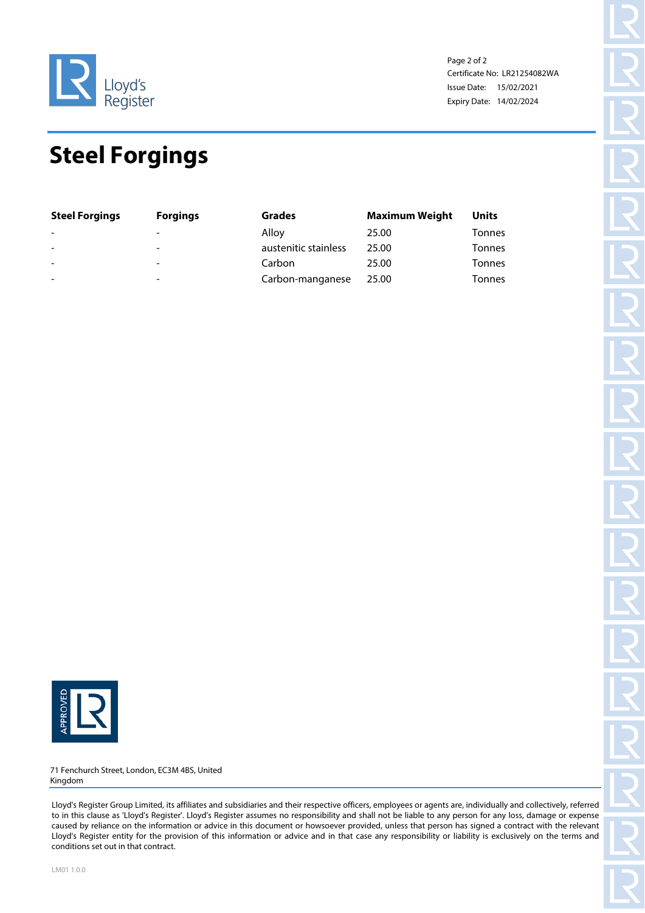Certificate No: LR21254082WA
Issue Date: 15/02/2021
Expiry Date: 14/02/2024

# Steel Forgings

| Steel Forgings | Forgings | Grades | Maximum Weight | Units |
|---|---|---|---|---|
| - | - | Alloy | 25.00 | Tonnes |
| - | - | austenitic stainless | 25.00 | Tonnes |
| - | - | Carbon | 25.00 | Tonnes |
| - | - | Carbon-manganese | 25.00 | Tonnes |

71 Fenchurch Street, London, EC3M 4BS, United Kingdom

Lloyd's Register Group Limited, its affiliates and subsidiaries and their respective officers, employees or agents are, individually and collectively, referred to in this clause as 'Lloyd's Register'. Lloyd's Register assumes no responsibility and shall not be liable to any person for any loss, damage or expense caused by reliance on the information or advice in this document or howsoever provided, unless that person has signed a contract with the relevant Lloyd's Register entity for the provision of this information or advice and in that case any responsibility or liability is exclusively on the terms and conditions set out in that contract.

LM01 1.0.0